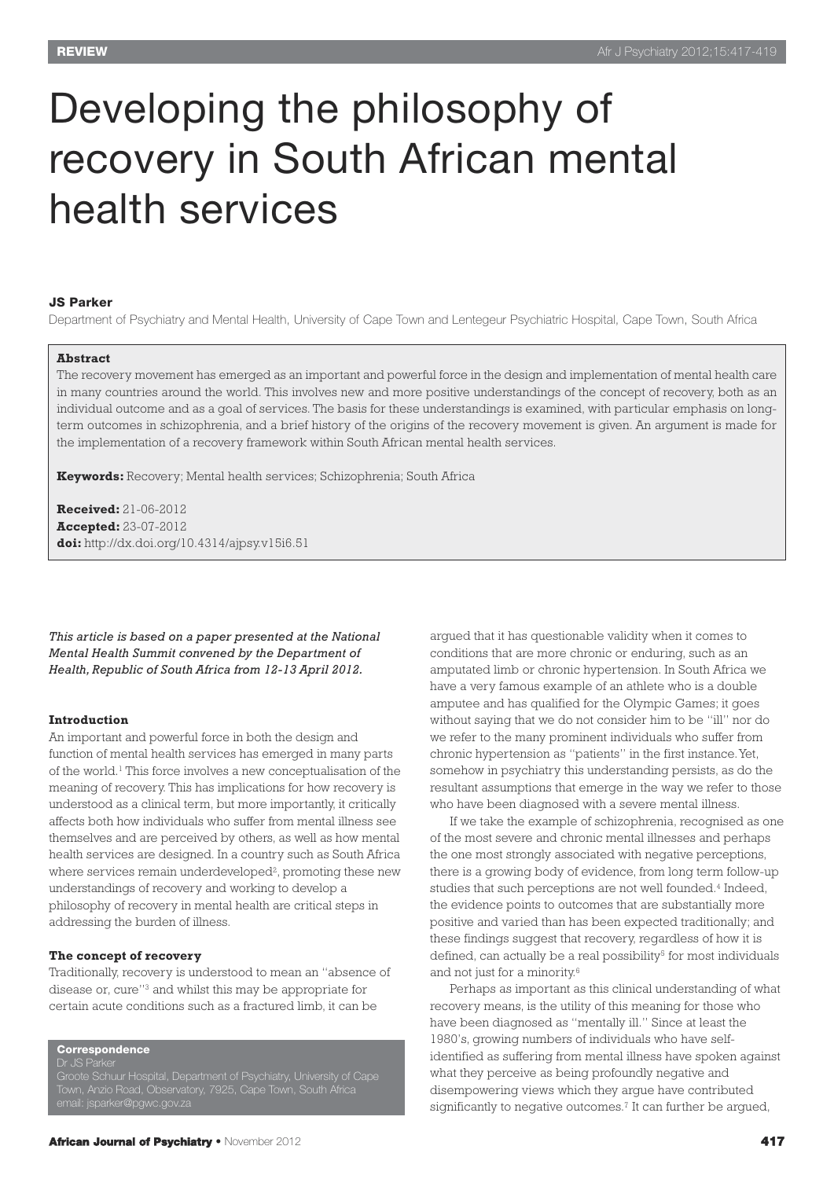# Developing the philosophy of recovery in South African mental health services

**JS Parker**

Department of Psychiatry and Mental Health, University of Cape Town and Lentegeur Psychiatric Hospital, Cape Town, South Africa

**Abstract**

The recovery movement has emerged as an important and powerful force in the design and implementation of mental health care in many countries around the world. This involves new and more positive understandings of the concept of recovery, both as an individual outcome and as a goal of services. The basis for these understandings is examined, with particular emphasis on long-term outcomes in schizophrenia, and a brief history of the origins of the recovery movement is given. An argument is made for the implementation of a recovery framework within South African mental health services.

**Keywords:** Recovery; Mental health services; Schizophrenia; South Africa

**Received:** 21-06-2012
**Accepted:** 23-07-2012
**doi:** http://dx.doi.org/10.4314/ajpsy.v15i6.51

*This article is based on a paper presented at the National Mental Health Summit convened by the Department of Health, Republic of South Africa from 12-13 April 2012.*

## Introduction

An important and powerful force in both the design and function of mental health services has emerged in many parts of the world.[1] This force involves a new conceptualisation of the meaning of recovery. This has implications for how recovery is understood as a clinical term, but more importantly, it critically affects both how individuals who suffer from mental illness see themselves and are perceived by others, as well as how mental health services are designed. In a country such as South Africa where services remain underdeveloped[2], promoting these new understandings of recovery and working to develop a philosophy of recovery in mental health are critical steps in addressing the burden of illness.

## The concept of recovery

Traditionally, recovery is understood to mean an "absence of disease or, cure"[3] and whilst this may be appropriate for certain acute conditions such as a fractured limb, it can be argued that it has questionable validity when it comes to conditions that are more chronic or enduring, such as an amputated limb or chronic hypertension. In South Africa we have a very famous example of an athlete who is a double amputee and has qualified for the Olympic Games; it goes without saying that we do not consider him to be "ill" nor do we refer to the many prominent individuals who suffer from chronic hypertension as "patients" in the first instance. Yet, somehow in psychiatry this understanding persists, as do the resultant assumptions that emerge in the way we refer to those who have been diagnosed with a severe mental illness.

If we take the example of schizophrenia, recognised as one of the most severe and chronic mental illnesses and perhaps the one most strongly associated with negative perceptions, there is a growing body of evidence, from long term follow-up studies that such perceptions are not well founded.[4] Indeed, the evidence points to outcomes that are substantially more positive and varied than has been expected traditionally; and these findings suggest that recovery, regardless of how it is defined, can actually be a real possibility[5] for most individuals and not just for a minority.[6]

Perhaps as important as this clinical understanding of what recovery means, is the utility of this meaning for those who have been diagnosed as "mentally ill." Since at least the 1980's, growing numbers of individuals who have self-identified as suffering from mental illness have spoken against what they perceive as being profoundly negative and disempowering views which they argue have contributed significantly to negative outcomes.[7] It can further be argued,

**Correspondence**
Dr JS Parker
Groote Schuur Hospital, Department of Psychiatry, University of Cape Town, Anzio Road, Observatory, 7925, Cape Town, South Africa
email: jsparker@pgwc.gov.za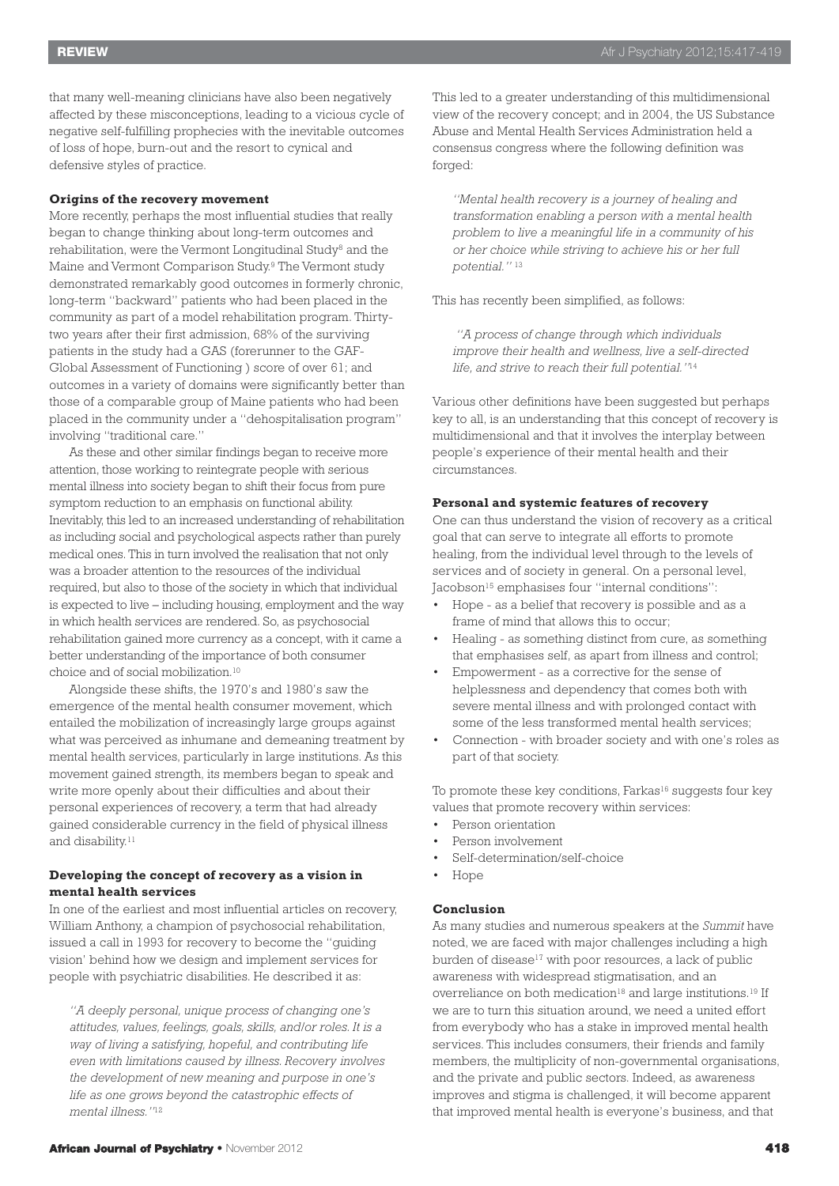that many well-meaning clinicians have also been negatively affected by these misconceptions, leading to a vicious cycle of negative self-fulfilling prophecies with the inevitable outcomes of loss of hope, burn-out and the resort to cynical and defensive styles of practice.

**Origins of the recovery movement**

More recently, perhaps the most influential studies that really began to change thinking about long-term outcomes and rehabilitation, were the Vermont Longitudinal Study[8] and the Maine and Vermont Comparison Study.[9] The Vermont study demonstrated remarkably good outcomes in formerly chronic, long-term "backward" patients who had been placed in the community as part of a model rehabilitation program. Thirty-two years after their first admission, 68% of the surviving patients in the study had a GAS (forerunner to the GAF- Global Assessment of Functioning ) score of over 61; and outcomes in a variety of domains were significantly better than those of a comparable group of Maine patients who had been placed in the community under a "dehospitalisation program" involving "traditional care."

As these and other similar findings began to receive more attention, those working to reintegrate people with serious mental illness into society began to shift their focus from pure symptom reduction to an emphasis on functional ability. Inevitably, this led to an increased understanding of rehabilitation as including social and psychological aspects rather than purely medical ones. This in turn involved the realisation that not only was a broader attention to the resources of the individual required, but also to those of the society in which that individual is expected to live – including housing, employment and the way in which health services are rendered. So, as psychosocial rehabilitation gained more currency as a concept, with it came a better understanding of the importance of both consumer choice and of social mobilization.[10]

Alongside these shifts, the 1970's and 1980's saw the emergence of the mental health consumer movement, which entailed the mobilization of increasingly large groups against what was perceived as inhumane and demeaning treatment by mental health services, particularly in large institutions. As this movement gained strength, its members began to speak and write more openly about their difficulties and about their personal experiences of recovery, a term that had already gained considerable currency in the field of physical illness and disability.[11]

**Developing the concept of recovery as a vision in mental health services**

In one of the earliest and most influential articles on recovery, William Anthony, a champion of psychosocial rehabilitation, issued a call in 1993 for recovery to become the "guiding vision' behind how we design and implement services for people with psychiatric disabilities. He described it as:

> *"A deeply personal, unique process of changing one's attitudes, values, feelings, goals, skills, and/or roles. It is a way of living a satisfying, hopeful, and contributing life even with limitations caused by illness. Recovery involves the development of new meaning and purpose in one's life as one grows beyond the catastrophic effects of mental illness."*[12]

This led to a greater understanding of this multidimensional view of the recovery concept; and in 2004, the US Substance Abuse and Mental Health Services Administration held a consensus congress where the following definition was forged:

> *"Mental health recovery is a journey of healing and transformation enabling a person with a mental health problem to live a meaningful life in a community of his or her choice while striving to achieve his or her full potential."* [13]

This has recently been simplified, as follows:

> *"A process of change through which individuals improve their health and wellness, live a self-directed life, and strive to reach their full potential."*[14]

Various other definitions have been suggested but perhaps key to all, is an understanding that this concept of recovery is multidimensional and that it involves the interplay between people's experience of their mental health and their circumstances.

**Personal and systemic features of recovery**

One can thus understand the vision of recovery as a critical goal that can serve to integrate all efforts to promote healing, from the individual level through to the levels of services and of society in general. On a personal level, Jacobson[15] emphasises four "internal conditions":

- Hope - as a belief that recovery is possible and as a frame of mind that allows this to occur;
- Healing - as something distinct from cure, as something that emphasises self, as apart from illness and control;
- Empowerment - as a corrective for the sense of helplessness and dependency that comes both with severe mental illness and with prolonged contact with some of the less transformed mental health services;
- Connection - with broader society and with one's roles as part of that society.

To promote these key conditions, Farkas[16] suggests four key values that promote recovery within services:

- Person orientation
- Person involvement
- Self-determination/self-choice
- Hope

**Conclusion**

As many studies and numerous speakers at the *Summit* have noted, we are faced with major challenges including a high burden of disease[17] with poor resources, a lack of public awareness with widespread stigmatisation, and an overreliance on both medication[18] and large institutions.[19] If we are to turn this situation around, we need a united effort from everybody who has a stake in improved mental health services. This includes consumers, their friends and family members, the multiplicity of non-governmental organisations, and the private and public sectors. Indeed, as awareness improves and stigma is challenged, it will become apparent that improved mental health is everyone's business, and that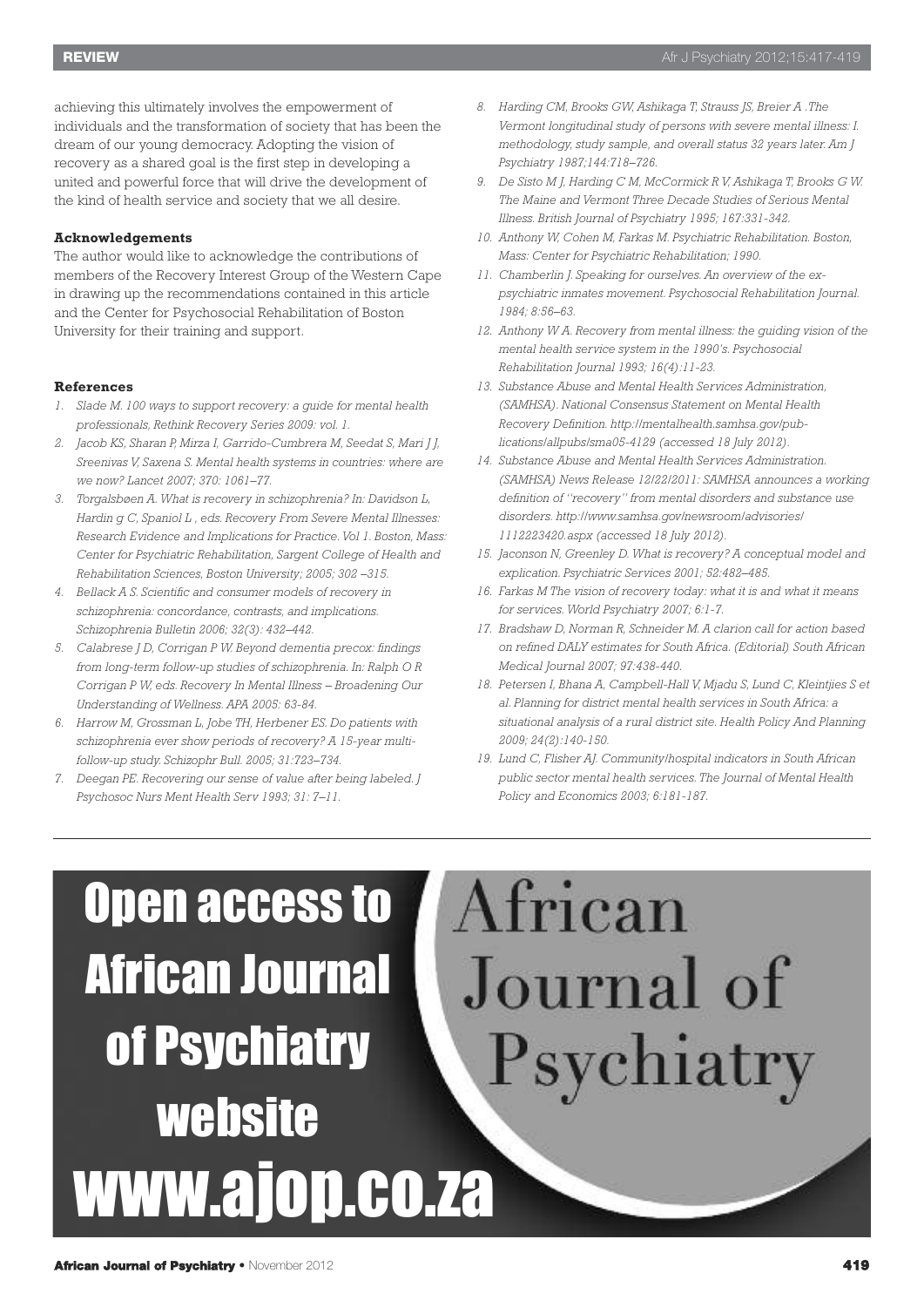achieving this ultimately involves the empowerment of individuals and the transformation of society that has been the dream of our young democracy. Adopting the vision of recovery as a shared goal is the first step in developing a united and powerful force that will drive the development of the kind of health service and society that we all desire.

### Acknowledgements

The author would like to acknowledge the contributions of members of the Recovery Interest Group of the Western Cape in drawing up the recommendations contained in this article and the Center for Psychosocial Rehabilitation of Boston University for their training and support.

### References

1. *Slade M. 100 ways to support recovery: a guide for mental health professionals, Rethink Recovery Series 2009: vol. 1.*
2. *Jacob KS, Sharan P, Mirza I, Garrido-Cumbrera M, Seedat S, Mari J J, Sreenivas V, Saxena S. Mental health systems in countries: where are we now? Lancet 2007; 370: 1061–77.*
3. *Torgalsbøen A. What is recovery in schizophrenia? In: Davidson L, Hardin g C, Spaniol L , eds. Recovery From Severe Mental Illnesses: Research Evidence and Implications for Practice. Vol 1. Boston, Mass: Center for Psychiatric Rehabilitation, Sargent College of Health and Rehabilitation Sciences, Boston University; 2005; 302 –315.*
4. *Bellack A S. Scientific and consumer models of recovery in schizophrenia: concordance, contrasts, and implications. Schizophrenia Bulletin 2006; 32(3): 432–442.*
5. *Calabrese J D, Corrigan P W. Beyond dementia precox: findings from long-term follow-up studies of schizophrenia. In: Ralph O R Corrigan P W, eds. Recovery In Mental Illness – Broadening Our Understanding of Wellness. APA 2005: 63-84.*
6. *Harrow M, Grossman L, Jobe TH, Herbener ES. Do patients with schizophrenia ever show periods of recovery? A 15-year multi-follow-up study. Schizophr Bull. 2005; 31:723–734.*
7. *Deegan PE. Recovering our sense of value after being labeled. J Psychosoc Nurs Ment Health Serv 1993; 31: 7–11.*
8. *Harding CM, Brooks GW, Ashikaga T, Strauss JS, Breier A .The Vermont longitudinal study of persons with severe mental illness: I. methodology, study sample, and overall status 32 years later. Am J Psychiatry 1987;144:718–726.*
9. *De Sisto M J, Harding C M, McCormick R V, Ashikaga T, Brooks G W. The Maine and Vermont Three Decade Studies of Serious Mental Illness. British Journal of Psychiatry 1995; 167:331-342.*
10. *Anthony W, Cohen M, Farkas M. Psychiatric Rehabilitation. Boston, Mass: Center for Psychiatric Rehabilitation; 1990.*
11. *Chamberlin J. Speaking for ourselves. An overview of the ex-psychiatric inmates movement. Psychosocial Rehabilitation Journal. 1984; 8:56–63.*
12. *Anthony W A. Recovery from mental illness: the guiding vision of the mental health service system in the 1990's. Psychosocial Rehabilitation Journal 1993; 16(4):11-23.*
13. *Substance Abuse and Mental Health Services Administration, (SAMHSA). National Consensus Statement on Mental Health Recovery Definition. http://mentalhealth.samhsa.gov/publications/allpubs/sma05-4129 (accessed 18 July 2012).*
14. *Substance Abuse and Mental Health Services Administration. (SAMHSA) News Release 12/22/2011: SAMHSA announces a working definition of "recovery" from mental disorders and substance use disorders. http://www.samhsa.gov/newsroom/advisories/1112223420.aspx (accessed 18 July 2012).*
15. *Jaconson N, Greenley D. What is recovery? A conceptual model and explication. Psychiatric Services 2001; 52:482–485.*
16. *Farkas M The vision of recovery today: what it is and what it means for services. World Psychiatry 2007; 6:1-7.*
17. *Bradshaw D, Norman R, Schneider M. A clarion call for action based on refined DALY estimates for South Africa. (Editorial) South African Medical Journal 2007; 97:438-440.*
18. *Petersen I, Bhana A, Campbell-Hall V, Mjadu S, Lund C, Kleintjies S et al. Planning for district mental health services in South Africa: a situational analysis of a rural district site. Health Policy And Planning 2009; 24(2):140-150.*
19. *Lund C, Flisher AJ. Community/hospital indicators in South African public sector mental health services. The Journal of Mental Health Policy and Economics 2003; 6:181-187.*

Open access to African Journal of Psychiatry website

www.ajop.co.za

African Journal of Psychiatry